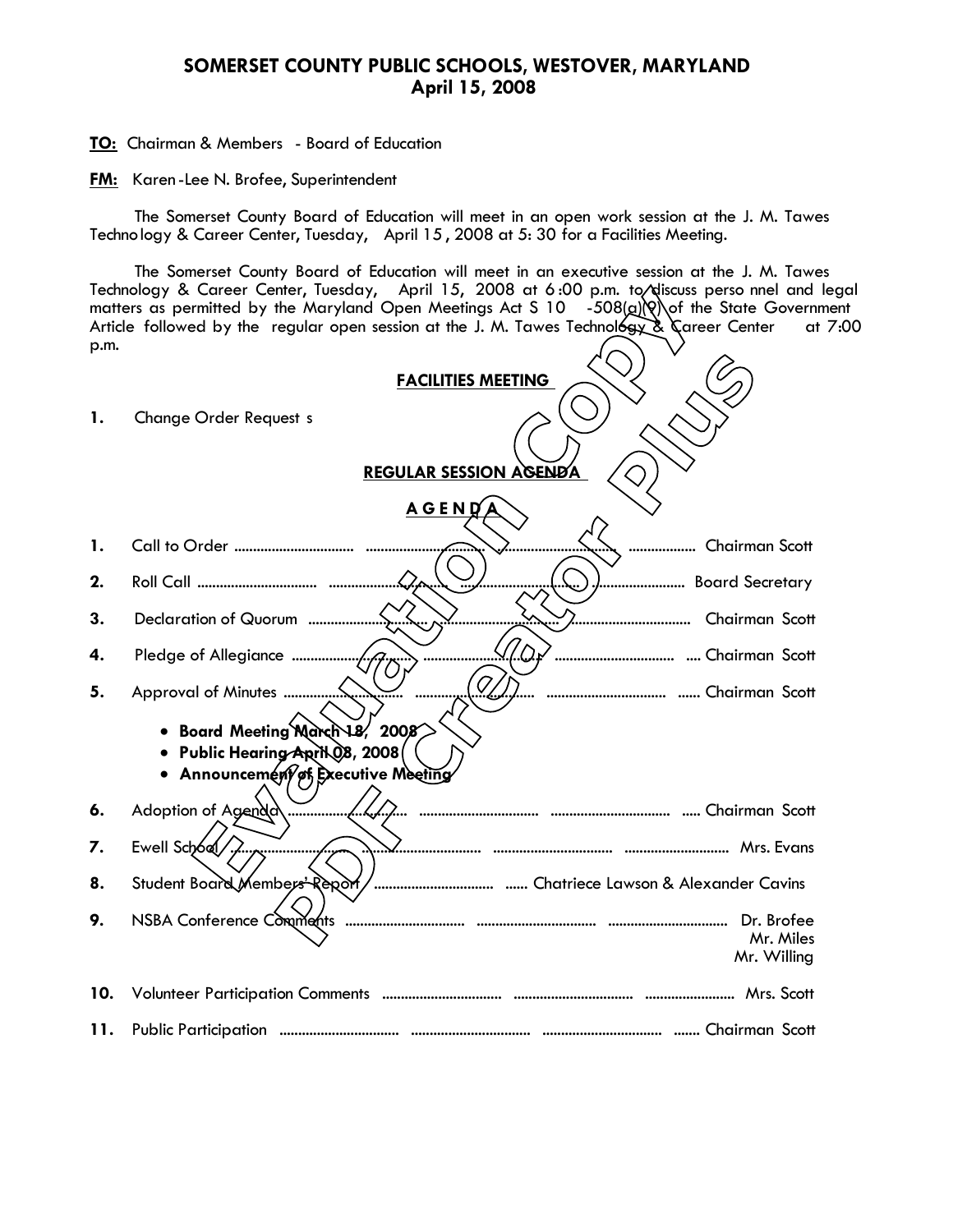# SOMERSET COUNTY PUBLIC SCHOOLS, WESTOVER, MARYLAND
## April 15, 2008

**TO:** Chairman & Members - Board of Education

**FM:** Karen-Lee N. Brofee, Superintendent

The Somerset County Board of Education will meet in an open work session at the J. M. Tawes Technology & Career Center, Tuesday, April 15, 2008 at 5:30 for a Facilities Meeting.

The Somerset County Board of Education will meet in an executive session at the J. M. Tawes Technology & Career Center, Tuesday, April 15, 2008 at 6:00 p.m. to discuss personnel and legal matters as permitted by the Maryland Open Meetings Act S 10 -508(a)(9) of the State Government Article followed by the regular open session at the J. M. Tawes Technology & Career Center at 7:00 p.m.

### FACILITIES MEETING

1. Change Order Requests

### REGULAR SESSION AGENDA

### A G E N D A

1. Call to Order ................................ Chairman Scott
2. Roll Call ................................ Board Secretary
3. Declaration of Quorum ................................ Chairman Scott
4. Pledge of Allegiance ................................ Chairman Scott
5. Approval of Minutes ................................ Chairman Scott
   - **Board Meeting March 18, 2008**
   - **Public Hearing April 08, 2008**
   - **Announcement of Executive Meeting**
6. Adoption of Agenda ................................ Chairman Scott
7. Ewell School ................................ Mrs. Evans
8. Student Board Members' Report ................................ Chatriece Lawson & Alexander Cavins
9. NSBA Conference Comments ................................ Dr. Brofee, Mr. Miles, Mr. Willing
10. Volunteer Participation Comments ................................ Mrs. Scott
11. Public Participation ................................ Chairman Scott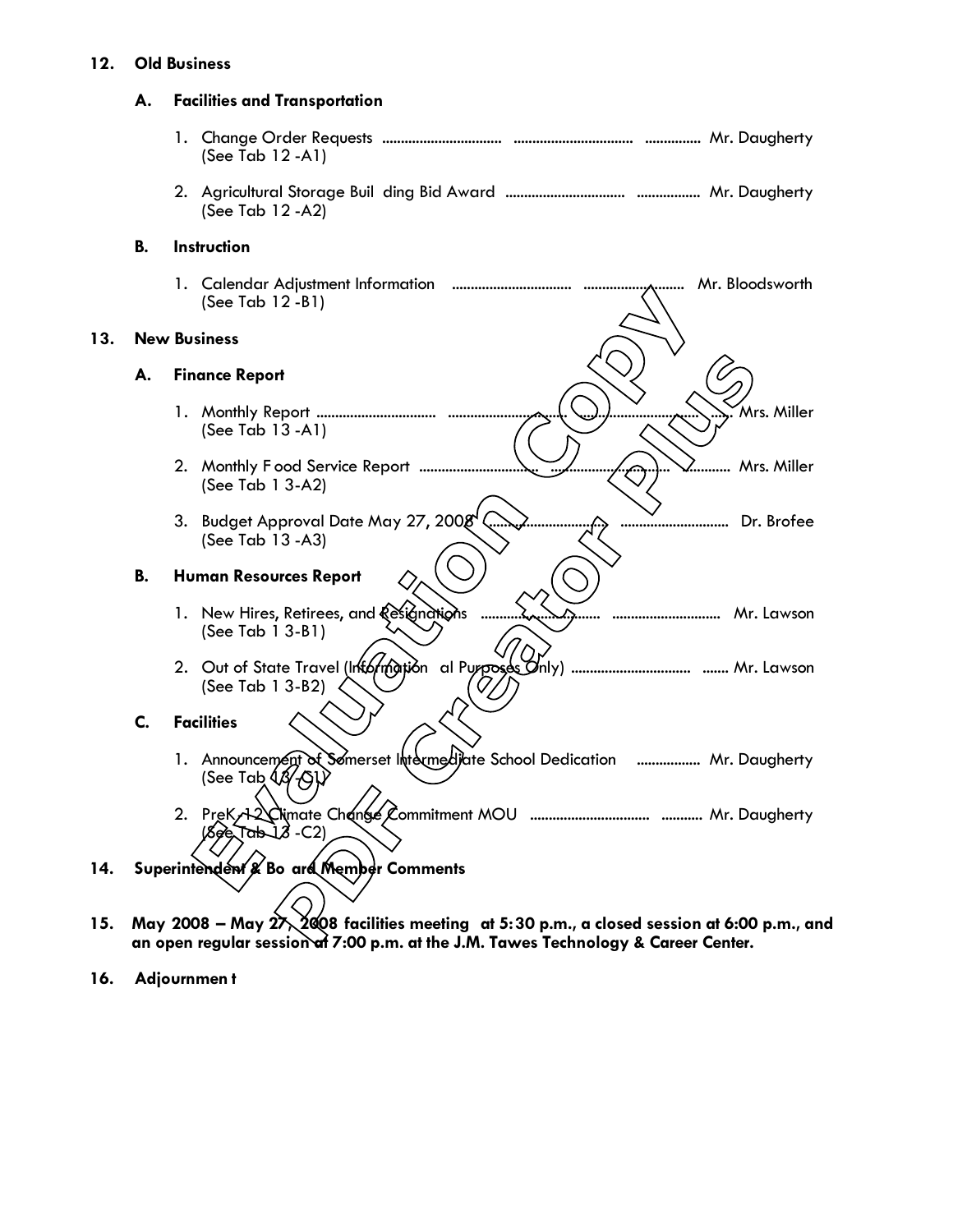**12. Old Business**

**A. Facilities and Transportation**

1. Change Order Requests ................................ ................................ ............... Mr. Daugherty
   (See Tab 12 -A1)

2. Agricultural Storage Buil ding Bid Award ................................ ................. Mr. Daugherty
   (See Tab 12 -A2)

**B. Instruction**

1. Calendar Adjustment Information ................................ ............................ Mr. Bloodsworth
   (See Tab 12 -B1)

**13. New Business**

**A. Finance Report**

1. Monthly Report ................................ ................................ ................................ Mrs. Miller
   (See Tab 13 -A1)

2. Monthly F ood Service Report ................................ ................................ ............ Mrs. Miller
   (See Tab 1 3-A2)

3. Budget Approval Date May 27, 2008 ................................ ............................ Dr. Brofee
   (See Tab 13 -A3)

**B. Human Resources Report**

1. New Hires, Retirees, and Resignations ................................ ............................ Mr. Lawson
   (See Tab 1 3-B1)

2. Out of State Travel (Information al Purposes Only) ................................ ....... Mr. Lawson
   (See Tab 1 3-B2)

**C. Facilities**

1. Announcement of Somerset Intermediate School Dedication ................. Mr. Daugherty
   (See Tab 13 -C1)

2. PreK-12 Climate Change Commitment MOU ................................ ........... Mr. Daugherty
   (See Tab 13 -C2)

**14. Superintendent & Bo ard Member Comments**

**15. May 2008 – May 27, 2008 facilities meeting at 5:30 p.m., a closed session at 6:00 p.m., and an open regular session at 7:00 p.m. at the J.M. Tawes Technology & Career Center.**

**16. Adjournmen t**